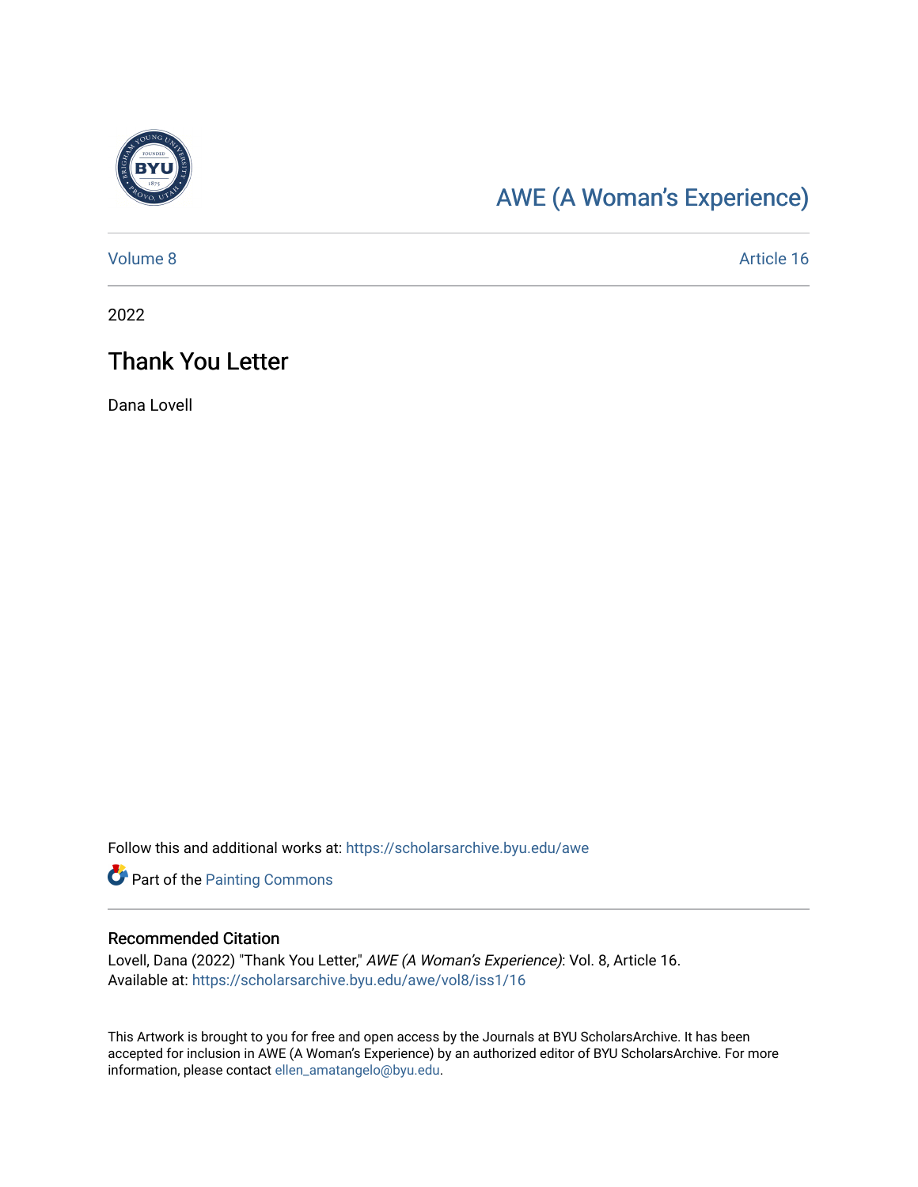AWE (A Woman's Experience)

Volume 8 | Article 16

2022

# Thank You Letter

Dana Lovell

Follow this and additional works at: https://scholarsarchive.byu.edu/awe

Part of the Painting Commons

## Recommended Citation

Lovell, Dana (2022) "Thank You Letter," *AWE (A Woman's Experience)*: Vol. 8, Article 16.
Available at: https://scholarsarchive.byu.edu/awe/vol8/iss1/16

This Artwork is brought to you for free and open access by the Journals at BYU ScholarsArchive. It has been accepted for inclusion in AWE (A Woman's Experience) by an authorized editor of BYU ScholarsArchive. For more information, please contact ellen_amatangelo@byu.edu.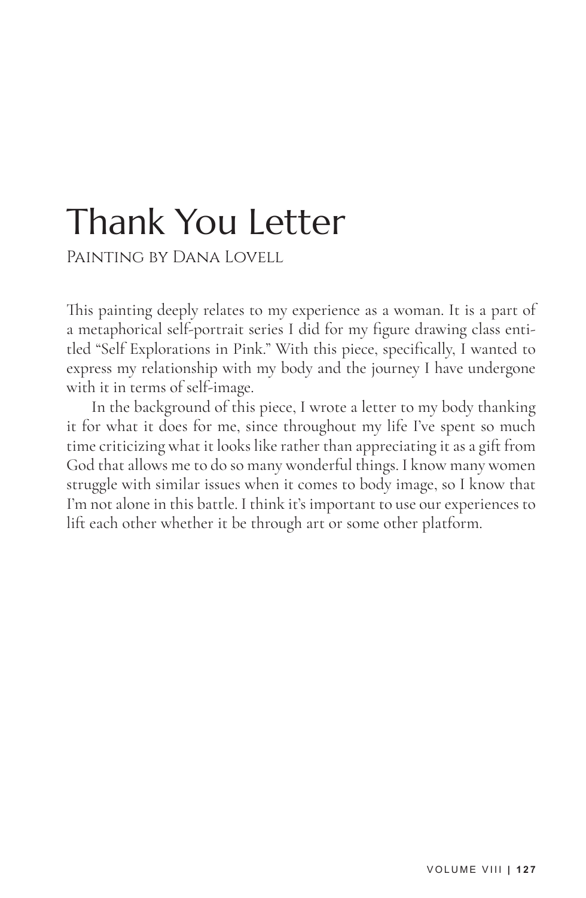# Thank You Letter

Painting by Dana Lovell

This painting deeply relates to my experience as a woman. It is a part of a metaphorical self-portrait series I did for my figure drawing class entitled "Self Explorations in Pink." With this piece, specifically, I wanted to express my relationship with my body and the journey I have undergone with it in terms of self-image.

In the background of this piece, I wrote a letter to my body thanking it for what it does for me, since throughout my life I've spent so much time criticizing what it looks like rather than appreciating it as a gift from God that allows me to do so many wonderful things. I know many women struggle with similar issues when it comes to body image, so I know that I'm not alone in this battle. I think it's important to use our experiences to lift each other whether it be through art or some other platform.